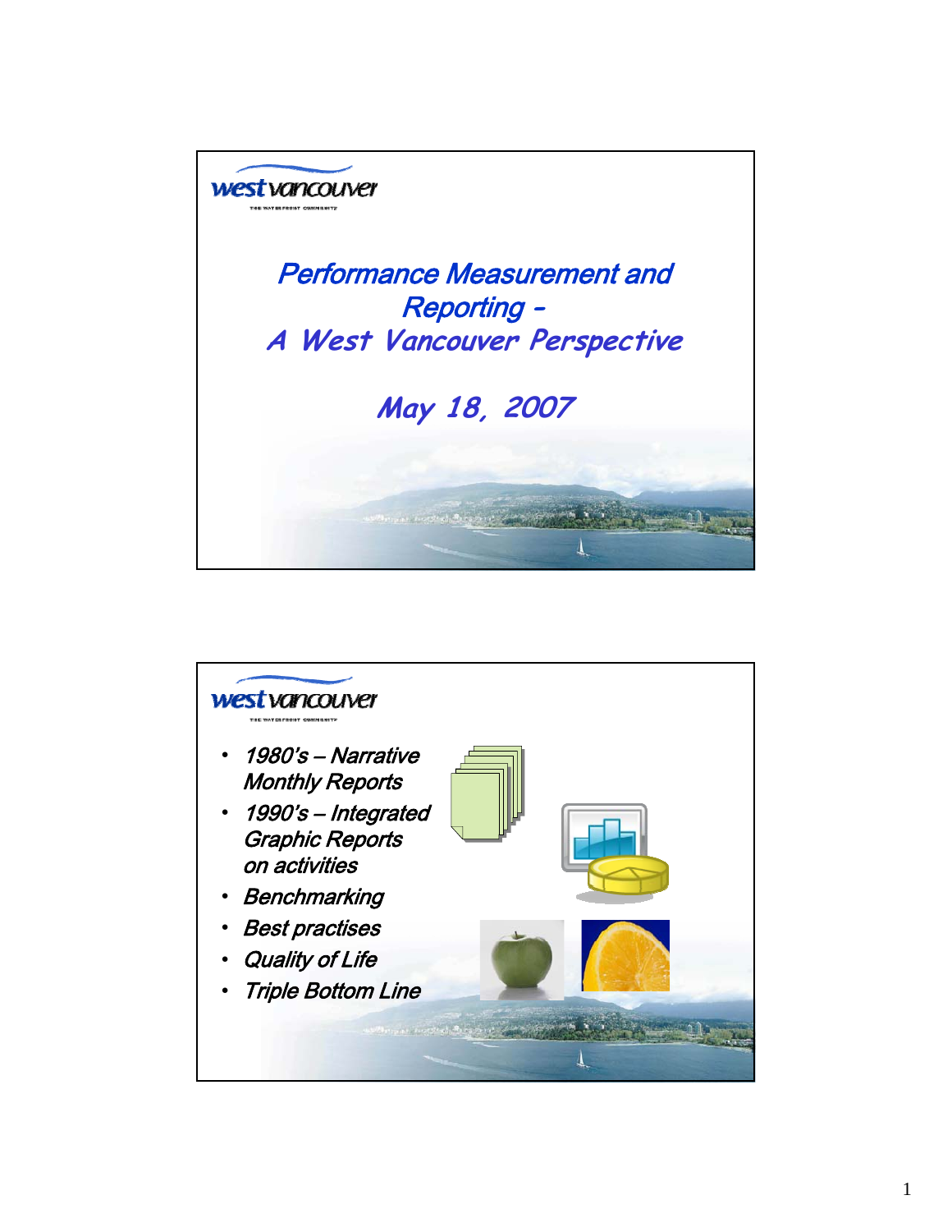# Performance Measurement and Reporting - A West Vancouver Perspective

## May 18, 2007

---

- *1980's – Narrative Monthly Reports*
- *1990's – Integrated Graphic Reports on activities*
- *Benchmarking*
- *Best practises*
- *Quality of Life*
- *Triple Bottom Line*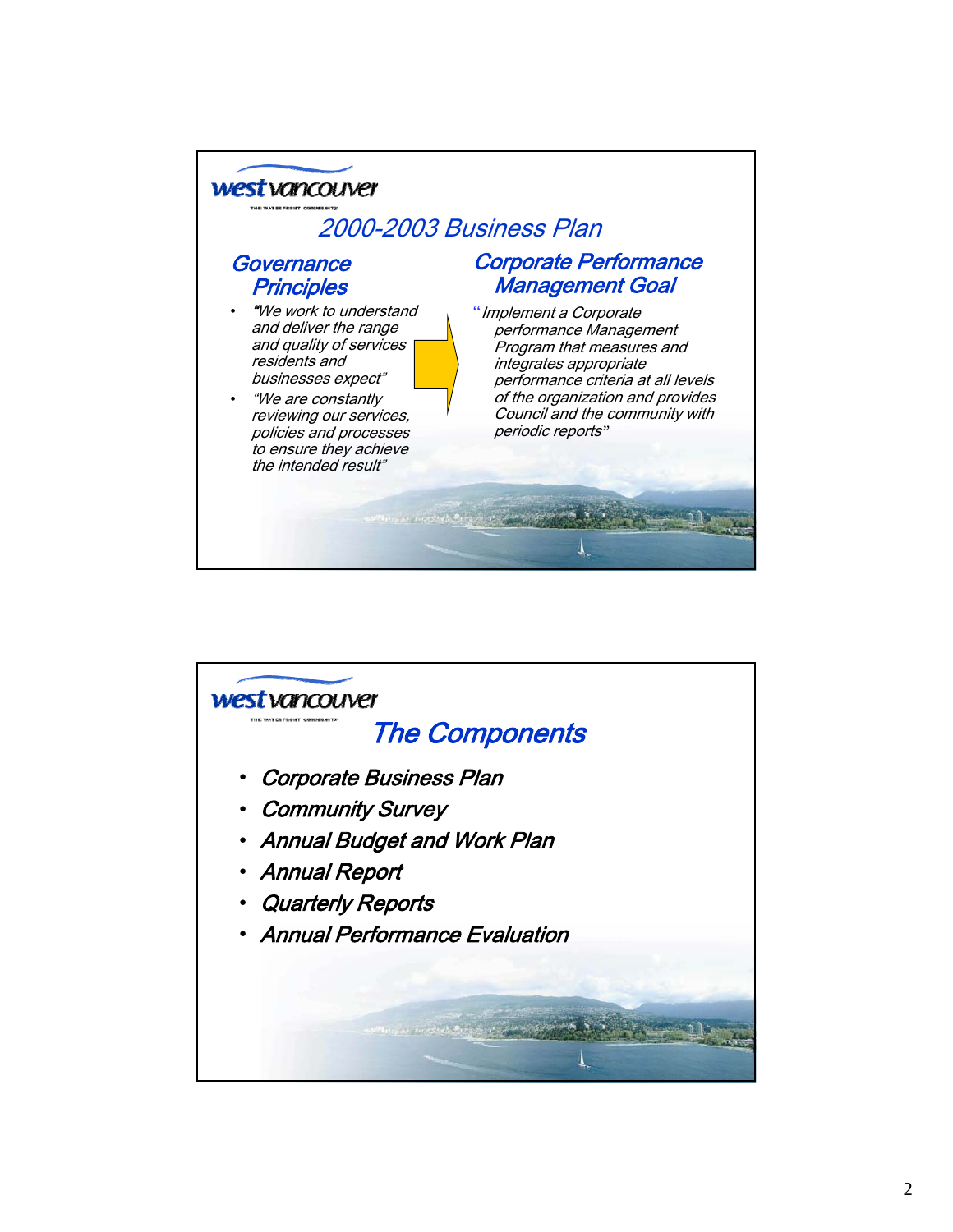west vancouver

THE WATERFRONT COMMUNITY

## 2000-2003 Business Plan

### Governance Principles

- *"We work to understand and deliver the range and quality of services residents and businesses expect"*
- *"We are constantly reviewing our services, policies and processes to ensure they achieve the intended result"*

### Corporate Performance Management Goal

*"Implement a Corporate performance Management Program that measures and integrates appropriate performance criteria at all levels of the organization and provides Council and the community with periodic reports"*

---

west vancouver

THE WATERFRONT COMMUNITY

## The Components

- *Corporate Business Plan*
- *Community Survey*
- *Annual Budget and Work Plan*
- *Annual Report*
- *Quarterly Reports*
- *Annual Performance Evaluation*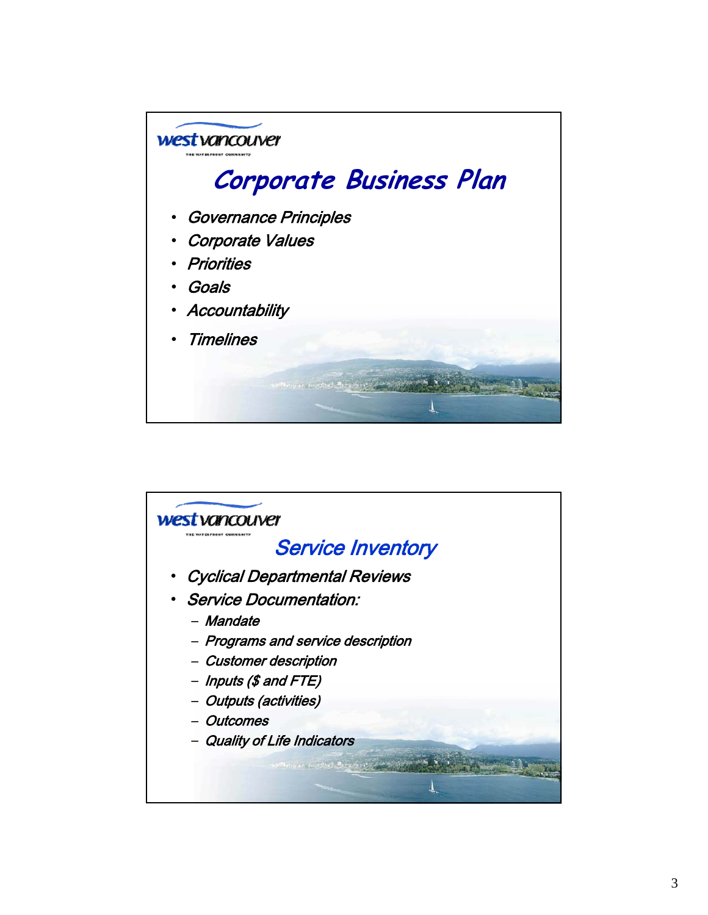west vancouver

THE WATERFRONT COMMUNITY

# *Corporate Business Plan*

- *Governance Principles*
- *Corporate Values*
- *Priorities*
- *Goals*
- *Accountability*
- *Timelines*

west vancouver

THE WATERFRONT COMMUNITY

# *Service Inventory*

- *Cyclical Departmental Reviews*
- *Service Documentation:*
  - *Mandate*
  - *Programs and service description*
  - *Customer description*
  - *Inputs ($ and FTE)*
  - *Outputs (activities)*
  - *Outcomes*
  - *Quality of Life Indicators*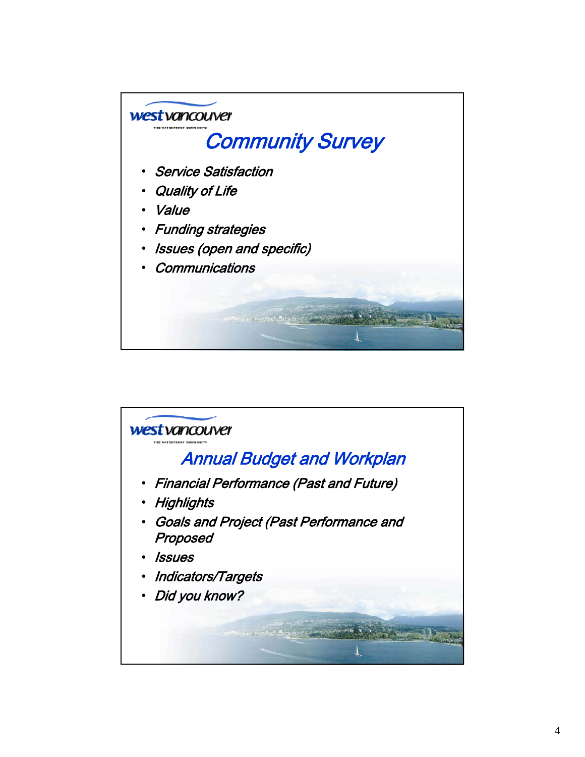## Community Survey

- *Service Satisfaction*
- *Quality of Life*
- *Value*
- *Funding strategies*
- *Issues (open and specific)*
- *Communications*

## Annual Budget and Workplan

- *Financial Performance (Past and Future)*
- *Highlights*
- *Goals and Project (Past Performance and Proposed*
- *Issues*
- *Indicators/Targets*
- *Did you know?*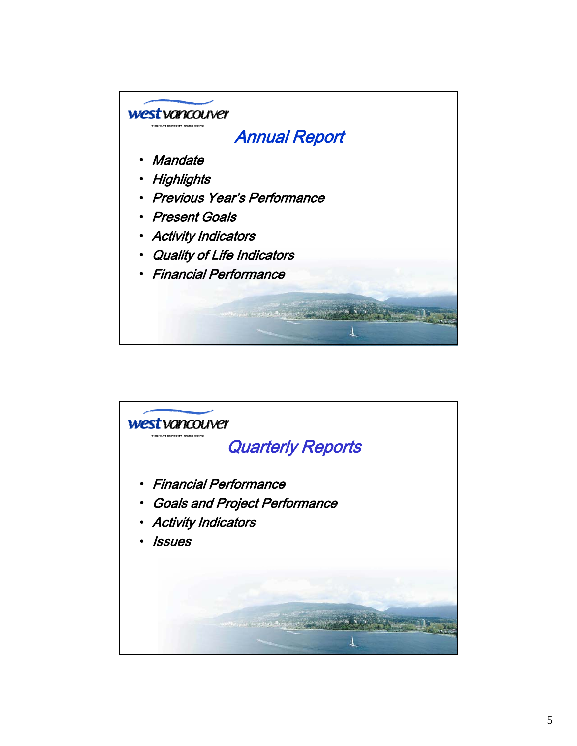## Annual Report

- *Mandate*
- *Highlights*
- *Previous Year's Performance*
- *Present Goals*
- *Activity Indicators*
- *Quality of Life Indicators*
- *Financial Performance*

## Quarterly Reports

- *Financial Performance*
- *Goals and Project Performance*
- *Activity Indicators*
- *Issues*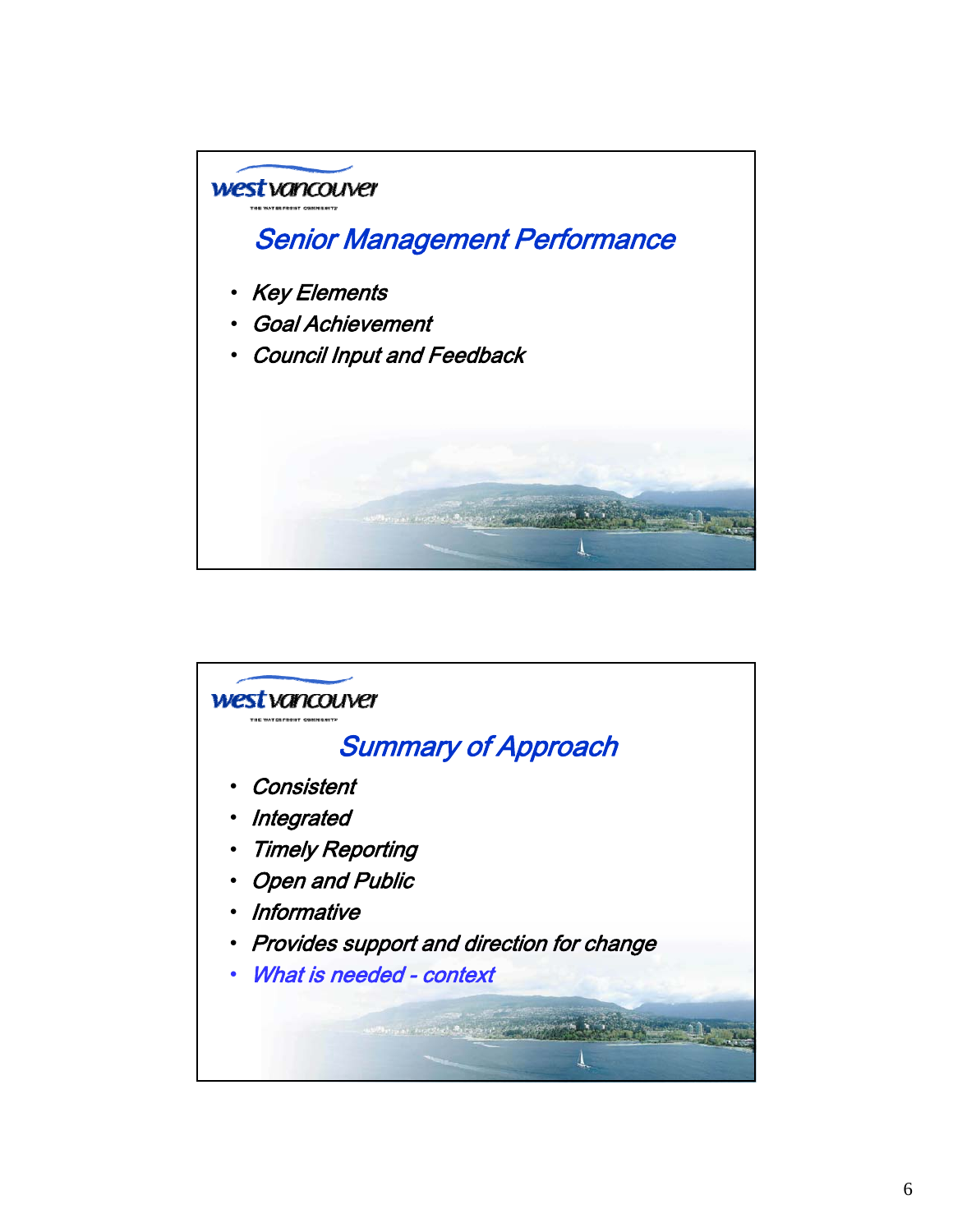west vancouver

THE WATERFRONT COMMUNITY

## *Senior Management Performance*

- *Key Elements*
- *Goal Achievement*
- *Council Input and Feedback*

west vancouver

THE WATERFRONT COMMUNITY

## *Summary of Approach*

- *Consistent*
- *Integrated*
- *Timely Reporting*
- *Open and Public*
- *Informative*
- *Provides support and direction for change*
- *What is needed - context*